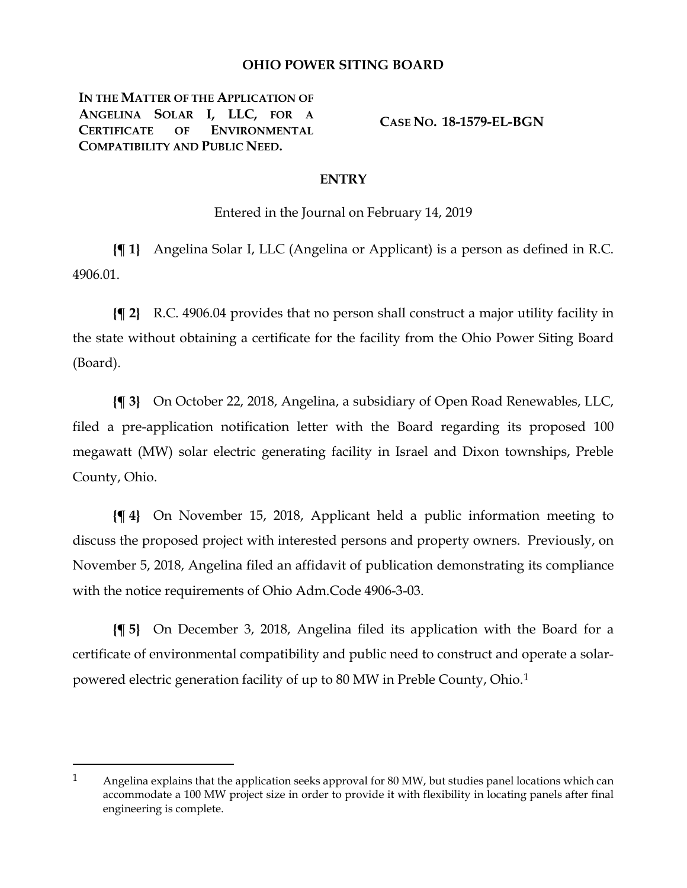# OHIO POWER SITING BOARD

| IN THE MATTER OF THE APPLICATION OF ANGELINA SOLAR I, LLC, FOR A CERTIFICATE OF ENVIRONMENTAL COMPATIBILITY AND PUBLIC NEED. | CASE NO. 18-1579-EL-BGN |
|---|---|

## ENTRY

Entered in the Journal on February 14, 2019

**{¶ 1}** Angelina Solar I, LLC (Angelina or Applicant) is a person as defined in R.C. 4906.01.

**{¶ 2}** R.C. 4906.04 provides that no person shall construct a major utility facility in the state without obtaining a certificate for the facility from the Ohio Power Siting Board (Board).

**{¶ 3}** On October 22, 2018, Angelina, a subsidiary of Open Road Renewables, LLC, filed a pre-application notification letter with the Board regarding its proposed 100 megawatt (MW) solar electric generating facility in Israel and Dixon townships, Preble County, Ohio.

**{¶ 4}** On November 15, 2018, Applicant held a public information meeting to discuss the proposed project with interested persons and property owners. Previously, on November 5, 2018, Angelina filed an affidavit of publication demonstrating its compliance with the notice requirements of Ohio Adm.Code 4906-3-03.

**{¶ 5}** On December 3, 2018, Angelina filed its application with the Board for a certificate of environmental compatibility and public need to construct and operate a solar-powered electric generation facility of up to 80 MW in Preble County, Ohio.[1]

---

[1] Angelina explains that the application seeks approval for 80 MW, but studies panel locations which can accommodate a 100 MW project size in order to provide it with flexibility in locating panels after final engineering is complete.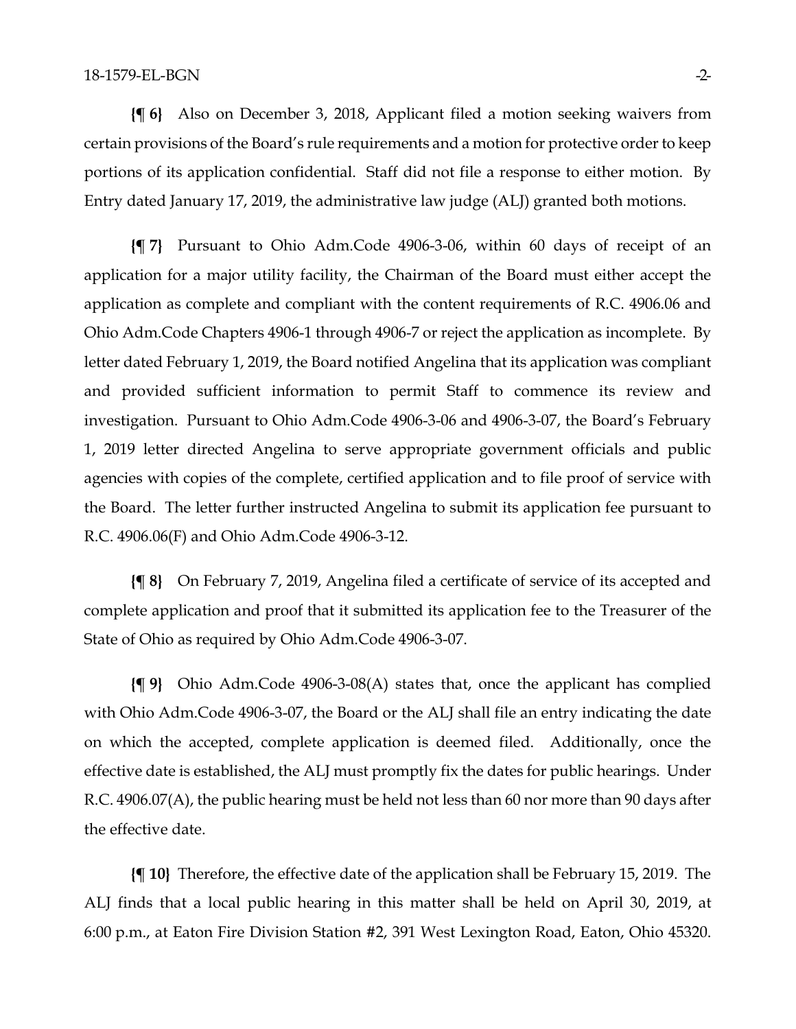**{¶ 6}** Also on December 3, 2018, Applicant filed a motion seeking waivers from certain provisions of the Board's rule requirements and a motion for protective order to keep portions of its application confidential. Staff did not file a response to either motion. By Entry dated January 17, 2019, the administrative law judge (ALJ) granted both motions.

**{¶ 7}** Pursuant to Ohio Adm.Code 4906-3-06, within 60 days of receipt of an application for a major utility facility, the Chairman of the Board must either accept the application as complete and compliant with the content requirements of R.C. 4906.06 and Ohio Adm.Code Chapters 4906-1 through 4906-7 or reject the application as incomplete. By letter dated February 1, 2019, the Board notified Angelina that its application was compliant and provided sufficient information to permit Staff to commence its review and investigation. Pursuant to Ohio Adm.Code 4906-3-06 and 4906-3-07, the Board's February 1, 2019 letter directed Angelina to serve appropriate government officials and public agencies with copies of the complete, certified application and to file proof of service with the Board. The letter further instructed Angelina to submit its application fee pursuant to R.C. 4906.06(F) and Ohio Adm.Code 4906-3-12.

**{¶ 8}** On February 7, 2019, Angelina filed a certificate of service of its accepted and complete application and proof that it submitted its application fee to the Treasurer of the State of Ohio as required by Ohio Adm.Code 4906-3-07.

**{¶ 9}** Ohio Adm.Code 4906-3-08(A) states that, once the applicant has complied with Ohio Adm.Code 4906-3-07, the Board or the ALJ shall file an entry indicating the date on which the accepted, complete application is deemed filed. Additionally, once the effective date is established, the ALJ must promptly fix the dates for public hearings. Under R.C. 4906.07(A), the public hearing must be held not less than 60 nor more than 90 days after the effective date.

**{¶ 10}** Therefore, the effective date of the application shall be February 15, 2019. The ALJ finds that a local public hearing in this matter shall be held on April 30, 2019, at 6:00 p.m., at Eaton Fire Division Station #2, 391 West Lexington Road, Eaton, Ohio 45320.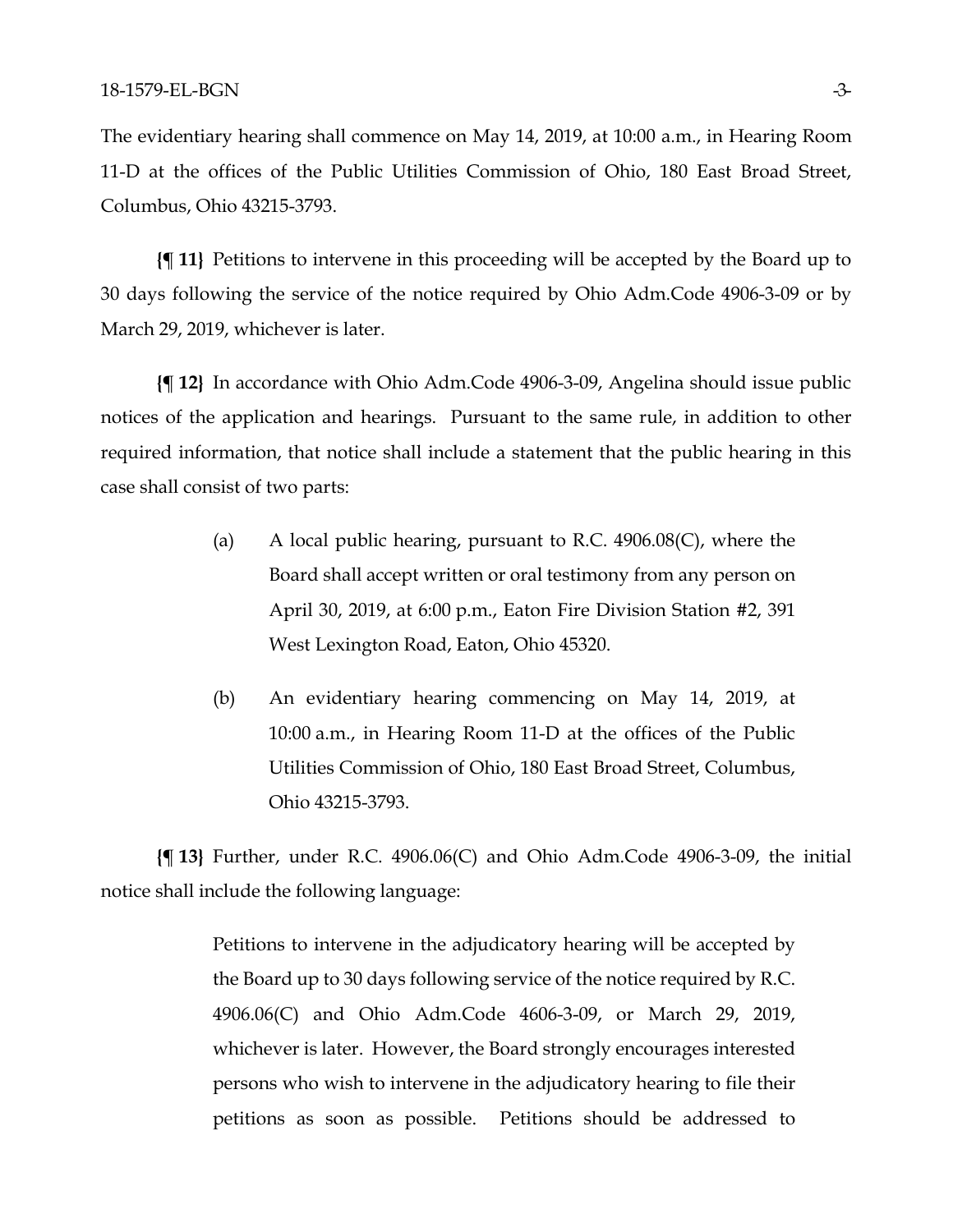The evidentiary hearing shall commence on May 14, 2019, at 10:00 a.m., in Hearing Room 11-D at the offices of the Public Utilities Commission of Ohio, 180 East Broad Street, Columbus, Ohio 43215-3793.

**{¶ 11}** Petitions to intervene in this proceeding will be accepted by the Board up to 30 days following the service of the notice required by Ohio Adm.Code 4906-3-09 or by March 29, 2019, whichever is later.

**{¶ 12}** In accordance with Ohio Adm.Code 4906-3-09, Angelina should issue public notices of the application and hearings. Pursuant to the same rule, in addition to other required information, that notice shall include a statement that the public hearing in this case shall consist of two parts:

> (a) A local public hearing, pursuant to R.C. 4906.08(C), where the Board shall accept written or oral testimony from any person on April 30, 2019, at 6:00 p.m., Eaton Fire Division Station #2, 391 West Lexington Road, Eaton, Ohio 45320.
>
> (b) An evidentiary hearing commencing on May 14, 2019, at 10:00 a.m., in Hearing Room 11-D at the offices of the Public Utilities Commission of Ohio, 180 East Broad Street, Columbus, Ohio 43215-3793.

**{¶ 13}** Further, under R.C. 4906.06(C) and Ohio Adm.Code 4906-3-09, the initial notice shall include the following language:

> Petitions to intervene in the adjudicatory hearing will be accepted by the Board up to 30 days following service of the notice required by R.C. 4906.06(C) and Ohio Adm.Code 4606-3-09, or March 29, 2019, whichever is later. However, the Board strongly encourages interested persons who wish to intervene in the adjudicatory hearing to file their petitions as soon as possible. Petitions should be addressed to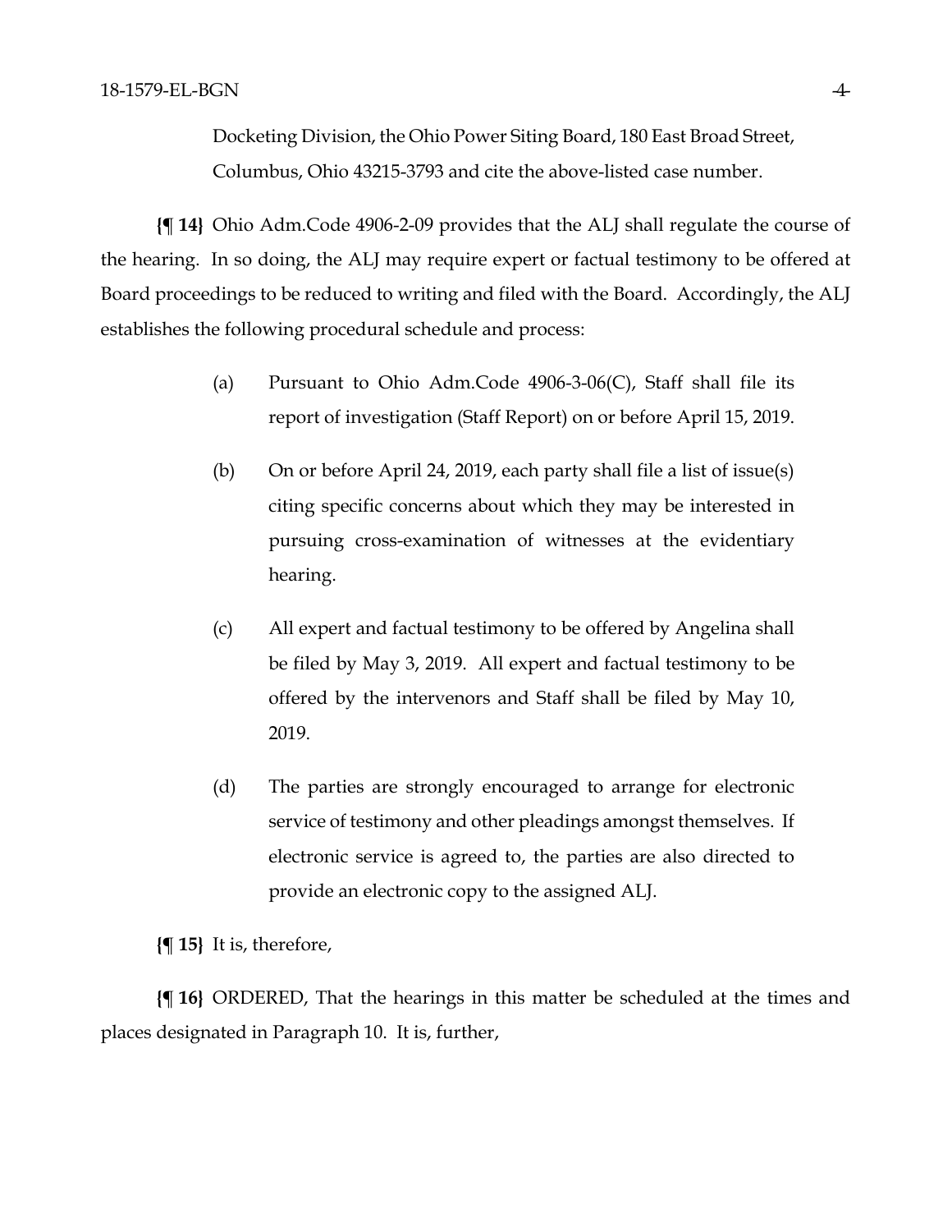Docketing Division, the Ohio Power Siting Board, 180 East Broad Street, Columbus, Ohio 43215-3793 and cite the above-listed case number.

**{¶ 14}** Ohio Adm.Code 4906-2-09 provides that the ALJ shall regulate the course of the hearing. In so doing, the ALJ may require expert or factual testimony to be offered at Board proceedings to be reduced to writing and filed with the Board. Accordingly, the ALJ establishes the following procedural schedule and process:

(a) Pursuant to Ohio Adm.Code 4906-3-06(C), Staff shall file its report of investigation (Staff Report) on or before April 15, 2019.

(b) On or before April 24, 2019, each party shall file a list of issue(s) citing specific concerns about which they may be interested in pursuing cross-examination of witnesses at the evidentiary hearing.

(c) All expert and factual testimony to be offered by Angelina shall be filed by May 3, 2019. All expert and factual testimony to be offered by the intervenors and Staff shall be filed by May 10, 2019.

(d) The parties are strongly encouraged to arrange for electronic service of testimony and other pleadings amongst themselves. If electronic service is agreed to, the parties are also directed to provide an electronic copy to the assigned ALJ.

**{¶ 15}** It is, therefore,

**{¶ 16}** ORDERED, That the hearings in this matter be scheduled at the times and places designated in Paragraph 10. It is, further,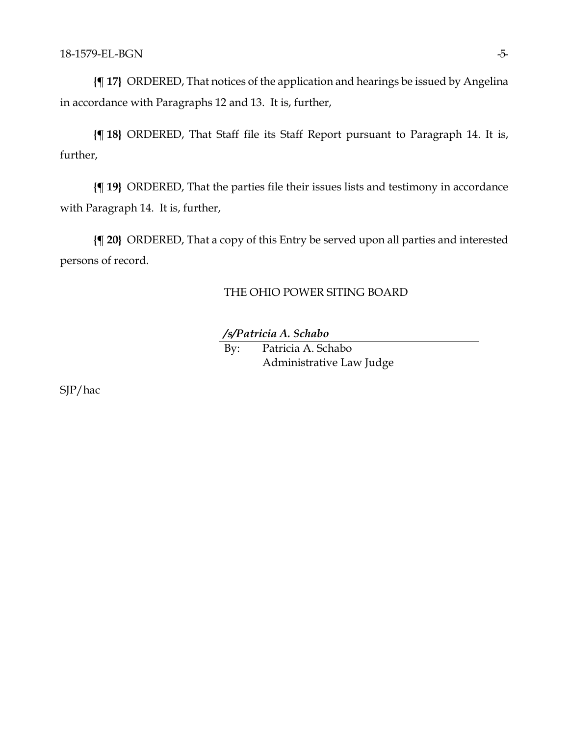**{¶ 17}** ORDERED, That notices of the application and hearings be issued by Angelina in accordance with Paragraphs 12 and 13. It is, further,

**{¶ 18}** ORDERED, That Staff file its Staff Report pursuant to Paragraph 14. It is, further,

**{¶ 19}** ORDERED, That the parties file their issues lists and testimony in accordance with Paragraph 14. It is, further,

**{¶ 20}** ORDERED, That a copy of this Entry be served upon all parties and interested persons of record.

THE OHIO POWER SITING BOARD

***/s/Patricia A. Schabo***

By: Patricia A. Schabo
Administrative Law Judge

SJP/hac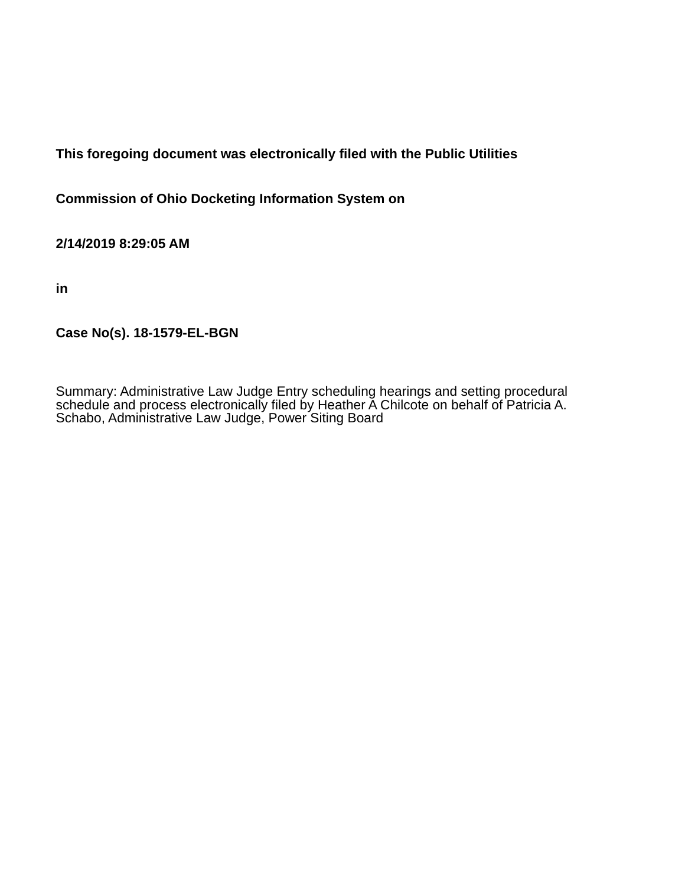**This foregoing document was electronically filed with the Public Utilities**

**Commission of Ohio Docketing Information System on**

**2/14/2019 8:29:05 AM**

**in**

**Case No(s). 18-1579-EL-BGN**

Summary: Administrative Law Judge Entry scheduling hearings and setting procedural schedule and process electronically filed by Heather A Chilcote on behalf of Patricia A. Schabo, Administrative Law Judge, Power Siting Board